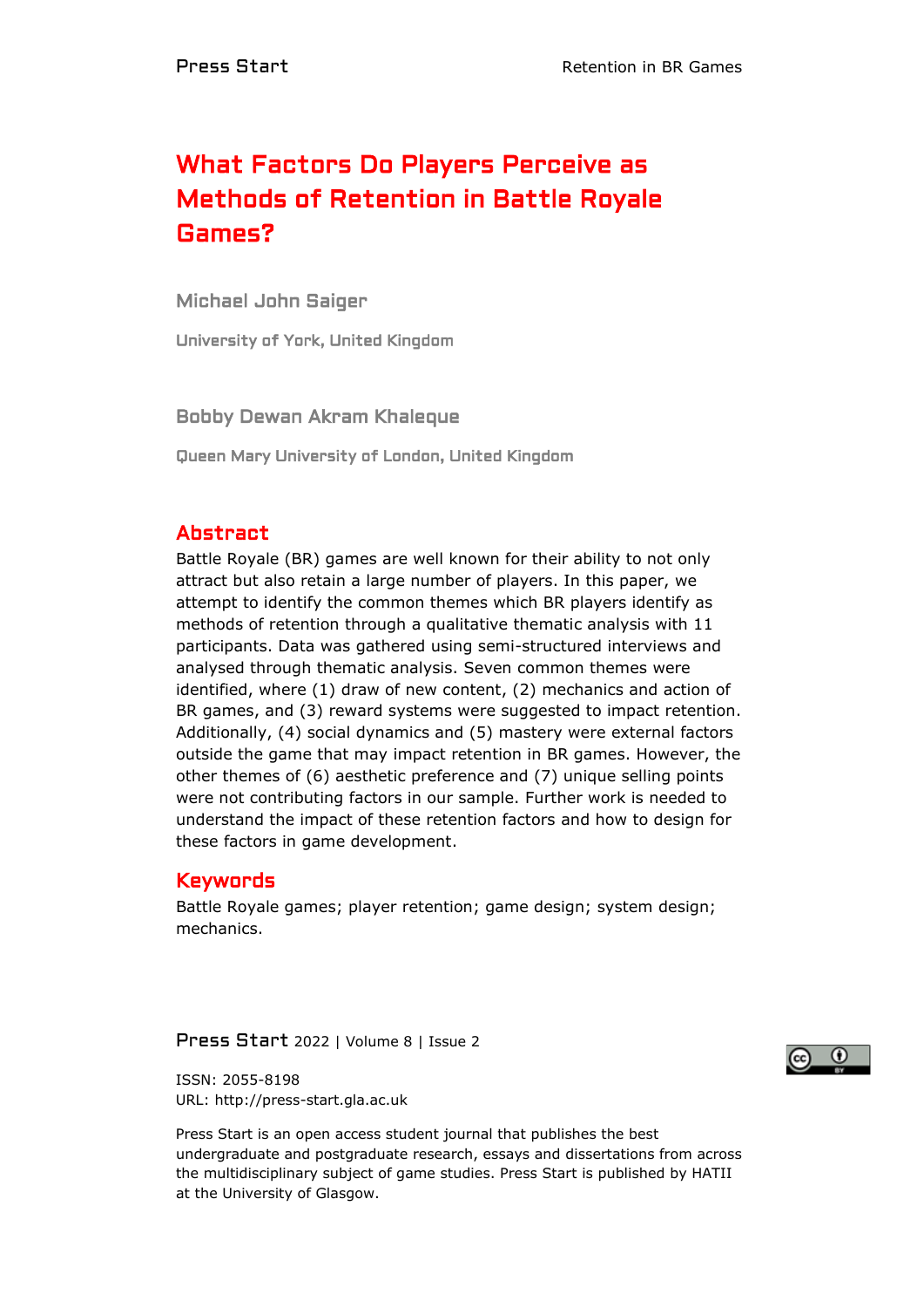# What Factors Do Players Perceive as Methods of Retention in Battle Royale Games?

**Michael John Saiger**

University of York, United Kingdom

**Bobby Dewan Akram Khaleque**

Queen Mary University of London, United Kingdom

## Abstract

Battle Royale (BR) games are well known for their ability to not only attract but also retain a large number of players. In this paper, we attempt to identify the common themes which BR players identify as methods of retention through a qualitative thematic analysis with 11 participants. Data was gathered using semi-structured interviews and analysed through thematic analysis. Seven common themes were identified, where (1) draw of new content, (2) mechanics and action of BR games, and (3) reward systems were suggested to impact retention. Additionally, (4) social dynamics and (5) mastery were external factors outside the game that may impact retention in BR games. However, the other themes of (6) aesthetic preference and (7) unique selling points were not contributing factors in our sample. Further work is needed to understand the impact of these retention factors and how to design for these factors in game development.

## Keywords

Battle Royale games; player retention; game design; system design; mechanics.

Press Start 2022 | Volume 8 | Issue 2

ISSN: 2055-8198

URL: http://press-start.gla.ac.uk

Press Start is an open access student journal that publishes the best undergraduate and postgraduate research, essays and dissertations from across the multidisciplinary subject of game studies. Press Start is published by HATII at the University of Glasgow.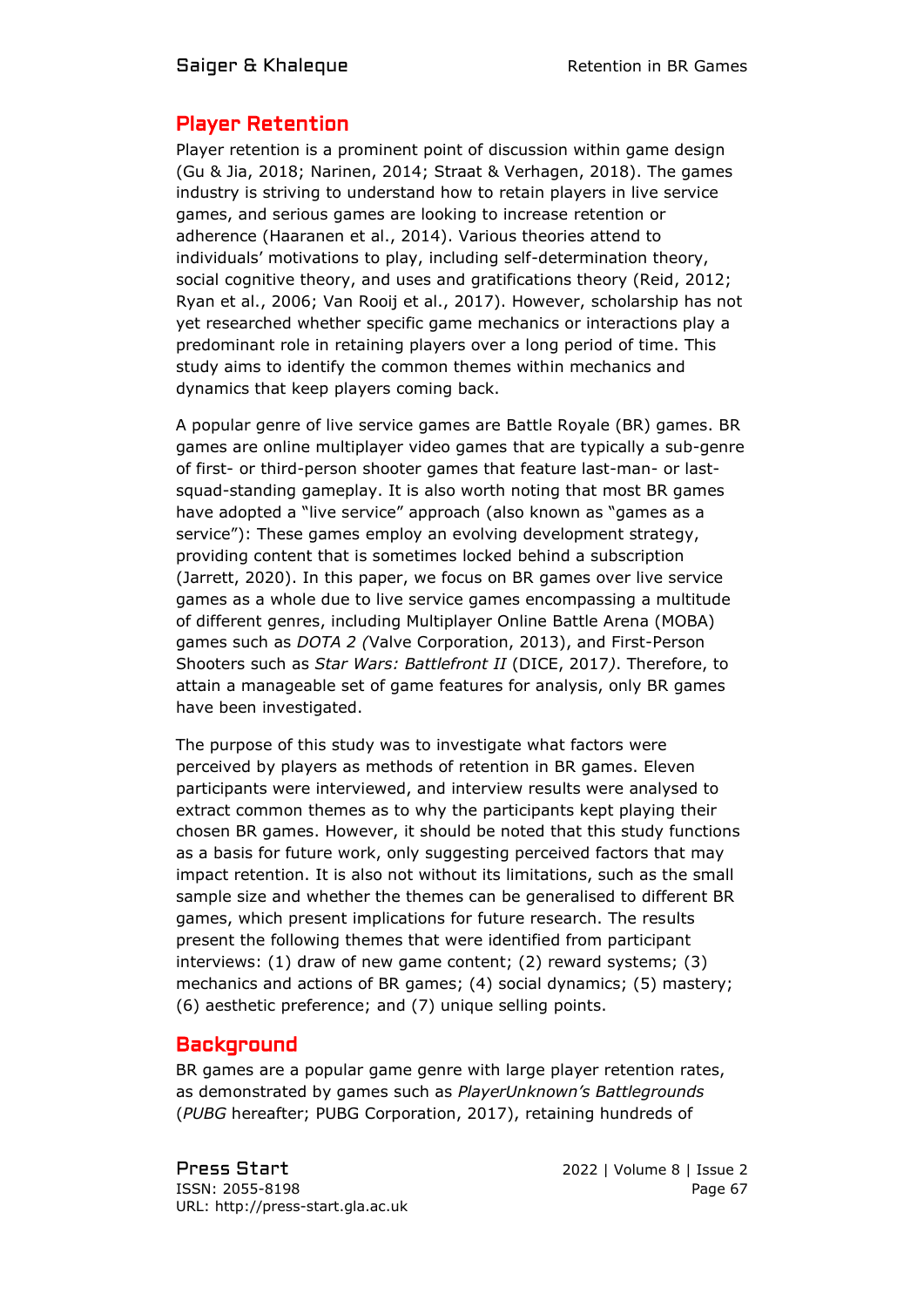## Player Retention

Player retention is a prominent point of discussion within game design (Gu & Jia, 2018; Narinen, 2014; Straat & Verhagen, 2018). The games industry is striving to understand how to retain players in live service games, and serious games are looking to increase retention or adherence (Haaranen et al., 2014). Various theories attend to individuals' motivations to play, including self-determination theory, social cognitive theory, and uses and gratifications theory (Reid, 2012; Ryan et al., 2006; Van Rooij et al., 2017). However, scholarship has not yet researched whether specific game mechanics or interactions play a predominant role in retaining players over a long period of time. This study aims to identify the common themes within mechanics and dynamics that keep players coming back.

A popular genre of live service games are Battle Royale (BR) games. BR games are online multiplayer video games that are typically a sub-genre of first- or third-person shooter games that feature last-man- or last-squad-standing gameplay. It is also worth noting that most BR games have adopted a "live service" approach (also known as "games as a service"): These games employ an evolving development strategy, providing content that is sometimes locked behind a subscription (Jarrett, 2020). In this paper, we focus on BR games over live service games as a whole due to live service games encompassing a multitude of different genres, including Multiplayer Online Battle Arena (MOBA) games such as *DOTA 2* (Valve Corporation, 2013), and First-Person Shooters such as *Star Wars: Battlefront II* (DICE, 2017). Therefore, to attain a manageable set of game features for analysis, only BR games have been investigated.

The purpose of this study was to investigate what factors were perceived by players as methods of retention in BR games. Eleven participants were interviewed, and interview results were analysed to extract common themes as to why the participants kept playing their chosen BR games. However, it should be noted that this study functions as a basis for future work, only suggesting perceived factors that may impact retention. It is also not without its limitations, such as the small sample size and whether the themes can be generalised to different BR games, which present implications for future research. The results present the following themes that were identified from participant interviews: (1) draw of new game content; (2) reward systems; (3) mechanics and actions of BR games; (4) social dynamics; (5) mastery; (6) aesthetic preference; and (7) unique selling points.

## Background

BR games are a popular game genre with large player retention rates, as demonstrated by games such as *PlayerUnknown's Battlegrounds* (*PUBG* hereafter; PUBG Corporation, 2017), retaining hundreds of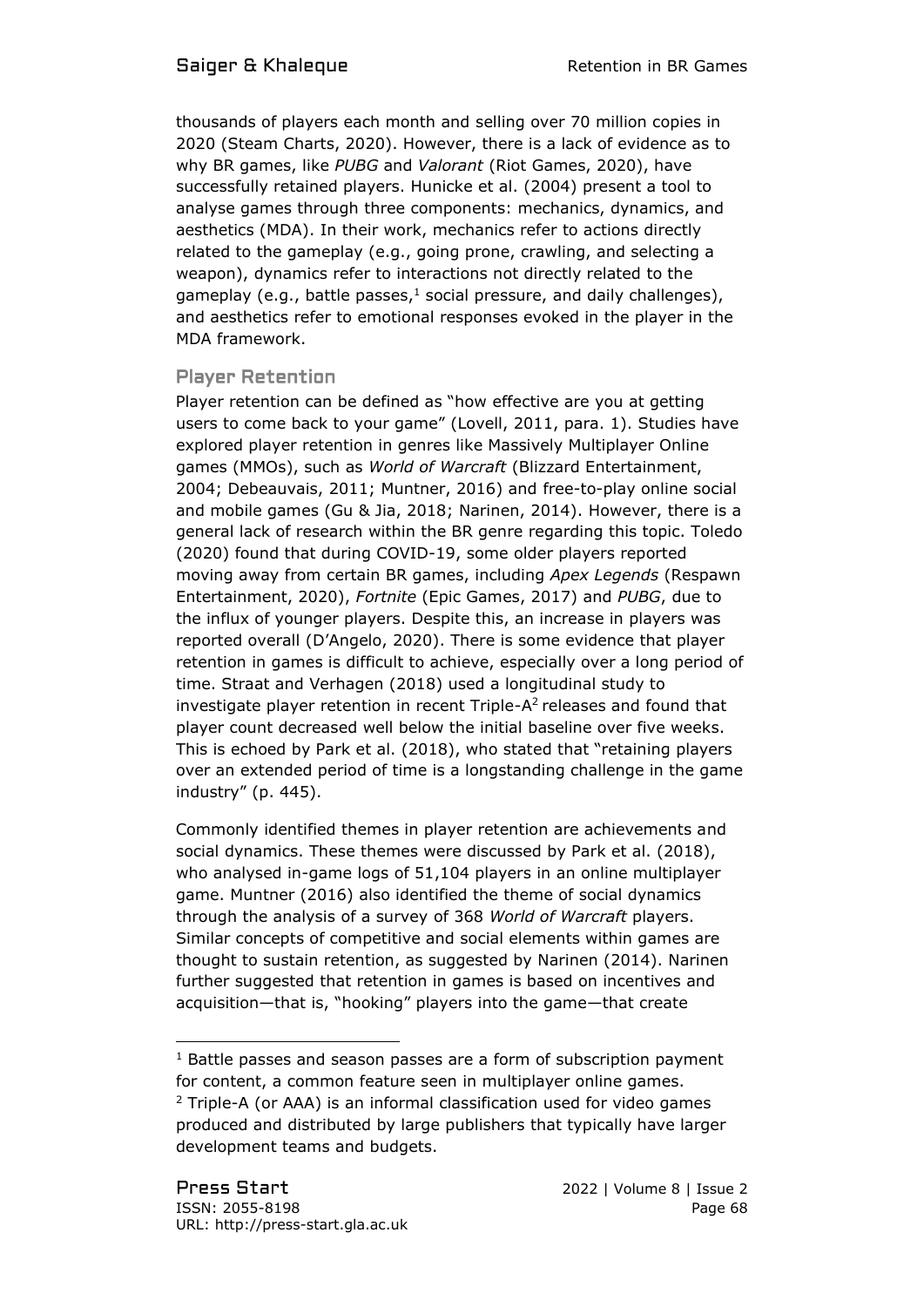thousands of players each month and selling over 70 million copies in 2020 (Steam Charts, 2020). However, there is a lack of evidence as to why BR games, like *PUBG* and *Valorant* (Riot Games, 2020), have successfully retained players. Hunicke et al. (2004) present a tool to analyse games through three components: mechanics, dynamics, and aesthetics (MDA). In their work, mechanics refer to actions directly related to the gameplay (e.g., going prone, crawling, and selecting a weapon), dynamics refer to interactions not directly related to the gameplay (e.g., battle passes,[1] social pressure, and daily challenges), and aesthetics refer to emotional responses evoked in the player in the MDA framework.

## Player Retention

Player retention can be defined as "how effective are you at getting users to come back to your game" (Lovell, 2011, para. 1). Studies have explored player retention in genres like Massively Multiplayer Online games (MMOs), such as *World of Warcraft* (Blizzard Entertainment, 2004; Debeauvais, 2011; Muntner, 2016) and free-to-play online social and mobile games (Gu & Jia, 2018; Narinen, 2014). However, there is a general lack of research within the BR genre regarding this topic. Toledo (2020) found that during COVID-19, some older players reported moving away from certain BR games, including *Apex Legends* (Respawn Entertainment, 2020), *Fortnite* (Epic Games, 2017) and *PUBG*, due to the influx of younger players. Despite this, an increase in players was reported overall (D'Angelo, 2020). There is some evidence that player retention in games is difficult to achieve, especially over a long period of time. Straat and Verhagen (2018) used a longitudinal study to investigate player retention in recent Triple-A[2] releases and found that player count decreased well below the initial baseline over five weeks. This is echoed by Park et al. (2018), who stated that "retaining players over an extended period of time is a longstanding challenge in the game industry" (p. 445).

Commonly identified themes in player retention are achievements and social dynamics. These themes were discussed by Park et al. (2018), who analysed in-game logs of 51,104 players in an online multiplayer game. Muntner (2016) also identified the theme of social dynamics through the analysis of a survey of 368 *World of Warcraft* players. Similar concepts of competitive and social elements within games are thought to sustain retention, as suggested by Narinen (2014). Narinen further suggested that retention in games is based on incentives and acquisition—that is, "hooking" players into the game—that create

---

[1] Battle passes and season passes are a form of subscription payment for content, a common feature seen in multiplayer online games.

[2] Triple-A (or AAA) is an informal classification used for video games produced and distributed by large publishers that typically have larger development teams and budgets.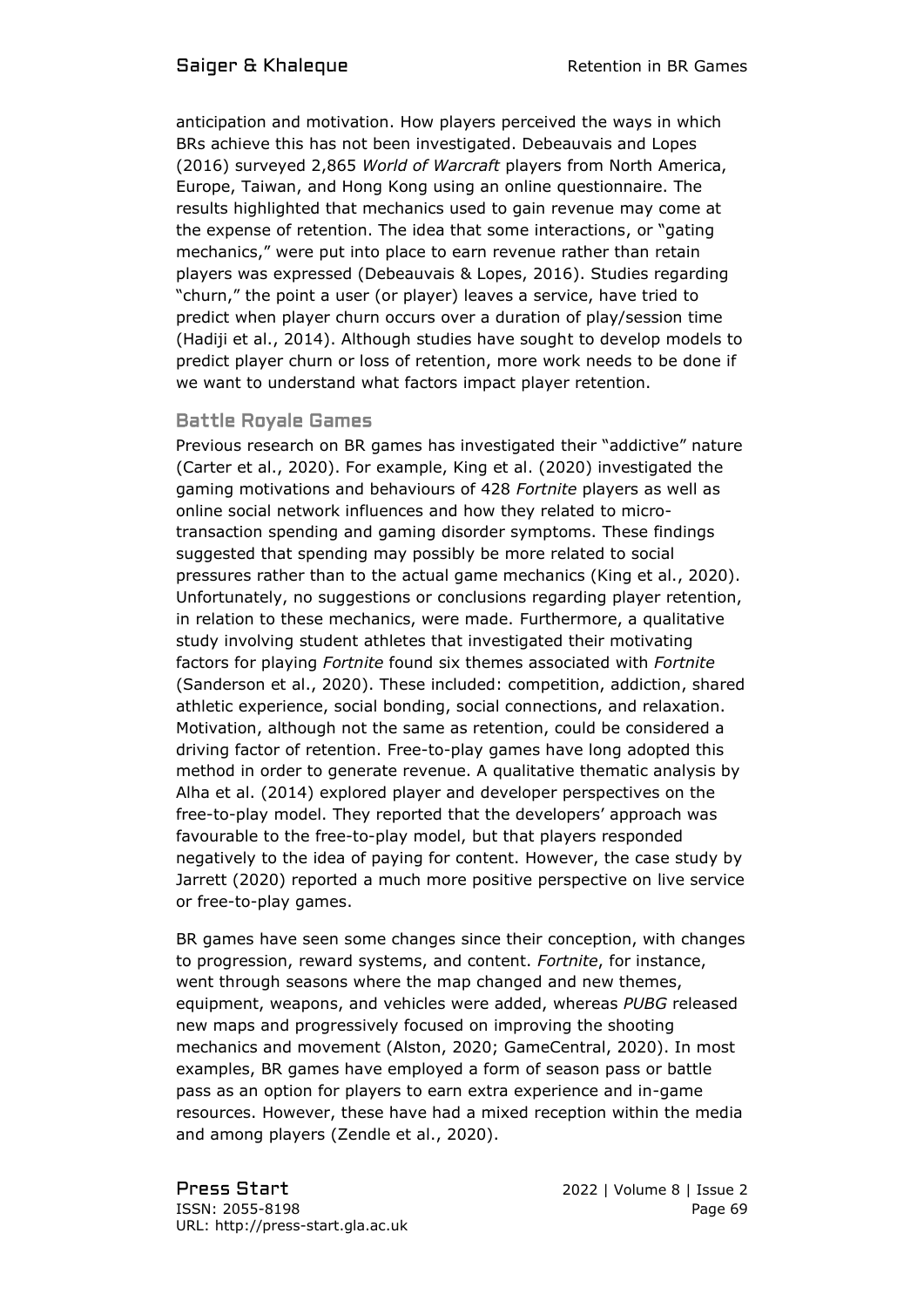anticipation and motivation. How players perceived the ways in which BRs achieve this has not been investigated. Debeauvais and Lopes (2016) surveyed 2,865 *World of Warcraft* players from North America, Europe, Taiwan, and Hong Kong using an online questionnaire. The results highlighted that mechanics used to gain revenue may come at the expense of retention. The idea that some interactions, or "gating mechanics," were put into place to earn revenue rather than retain players was expressed (Debeauvais & Lopes, 2016). Studies regarding "churn," the point a user (or player) leaves a service, have tried to predict when player churn occurs over a duration of play/session time (Hadiji et al., 2014). Although studies have sought to develop models to predict player churn or loss of retention, more work needs to be done if we want to understand what factors impact player retention.

## Battle Royale Games

Previous research on BR games has investigated their "addictive" nature (Carter et al., 2020). For example, King et al. (2020) investigated the gaming motivations and behaviours of 428 *Fortnite* players as well as online social network influences and how they related to micro-transaction spending and gaming disorder symptoms. These findings suggested that spending may possibly be more related to social pressures rather than to the actual game mechanics (King et al., 2020). Unfortunately, no suggestions or conclusions regarding player retention, in relation to these mechanics, were made. Furthermore, a qualitative study involving student athletes that investigated their motivating factors for playing *Fortnite* found six themes associated with *Fortnite* (Sanderson et al., 2020). These included: competition, addiction, shared athletic experience, social bonding, social connections, and relaxation. Motivation, although not the same as retention, could be considered a driving factor of retention. Free-to-play games have long adopted this method in order to generate revenue. A qualitative thematic analysis by Alha et al. (2014) explored player and developer perspectives on the free-to-play model. They reported that the developers' approach was favourable to the free-to-play model, but that players responded negatively to the idea of paying for content. However, the case study by Jarrett (2020) reported a much more positive perspective on live service or free-to-play games.

BR games have seen some changes since their conception, with changes to progression, reward systems, and content. *Fortnite*, for instance, went through seasons where the map changed and new themes, equipment, weapons, and vehicles were added, whereas *PUBG* released new maps and progressively focused on improving the shooting mechanics and movement (Alston, 2020; GameCentral, 2020). In most examples, BR games have employed a form of season pass or battle pass as an option for players to earn extra experience and in-game resources. However, these have had a mixed reception within the media and among players (Zendle et al., 2020).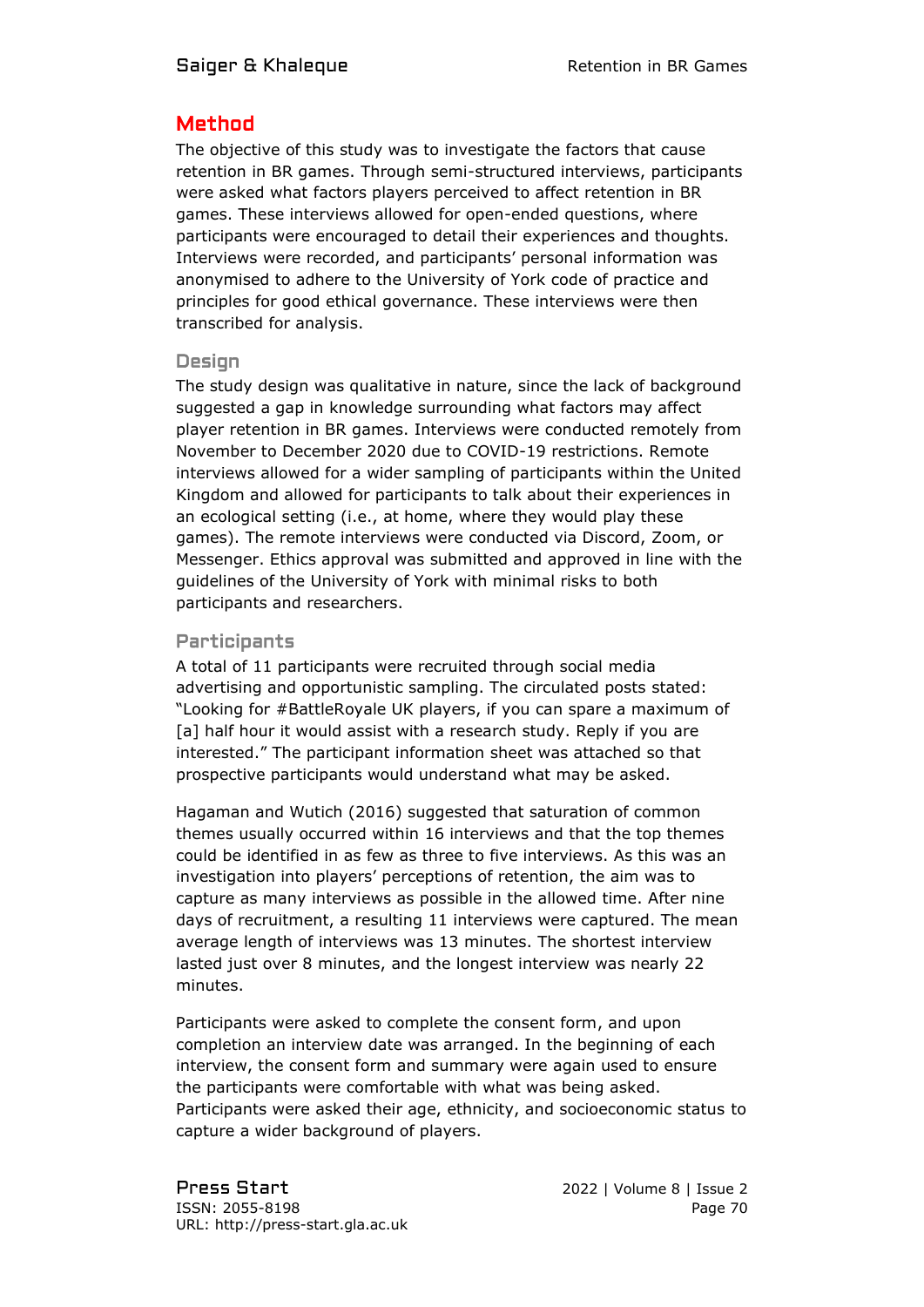## Method

The objective of this study was to investigate the factors that cause retention in BR games. Through semi-structured interviews, participants were asked what factors players perceived to affect retention in BR games. These interviews allowed for open-ended questions, where participants were encouraged to detail their experiences and thoughts. Interviews were recorded, and participants' personal information was anonymised to adhere to the University of York code of practice and principles for good ethical governance. These interviews were then transcribed for analysis.

### Design

The study design was qualitative in nature, since the lack of background suggested a gap in knowledge surrounding what factors may affect player retention in BR games. Interviews were conducted remotely from November to December 2020 due to COVID-19 restrictions. Remote interviews allowed for a wider sampling of participants within the United Kingdom and allowed for participants to talk about their experiences in an ecological setting (i.e., at home, where they would play these games). The remote interviews were conducted via Discord, Zoom, or Messenger. Ethics approval was submitted and approved in line with the guidelines of the University of York with minimal risks to both participants and researchers.

### Participants

A total of 11 participants were recruited through social media advertising and opportunistic sampling. The circulated posts stated: "Looking for #BattleRoyale UK players, if you can spare a maximum of [a] half hour it would assist with a research study. Reply if you are interested." The participant information sheet was attached so that prospective participants would understand what may be asked.

Hagaman and Wutich (2016) suggested that saturation of common themes usually occurred within 16 interviews and that the top themes could be identified in as few as three to five interviews. As this was an investigation into players' perceptions of retention, the aim was to capture as many interviews as possible in the allowed time. After nine days of recruitment, a resulting 11 interviews were captured. The mean average length of interviews was 13 minutes. The shortest interview lasted just over 8 minutes, and the longest interview was nearly 22 minutes.

Participants were asked to complete the consent form, and upon completion an interview date was arranged. In the beginning of each interview, the consent form and summary were again used to ensure the participants were comfortable with what was being asked. Participants were asked their age, ethnicity, and socioeconomic status to capture a wider background of players.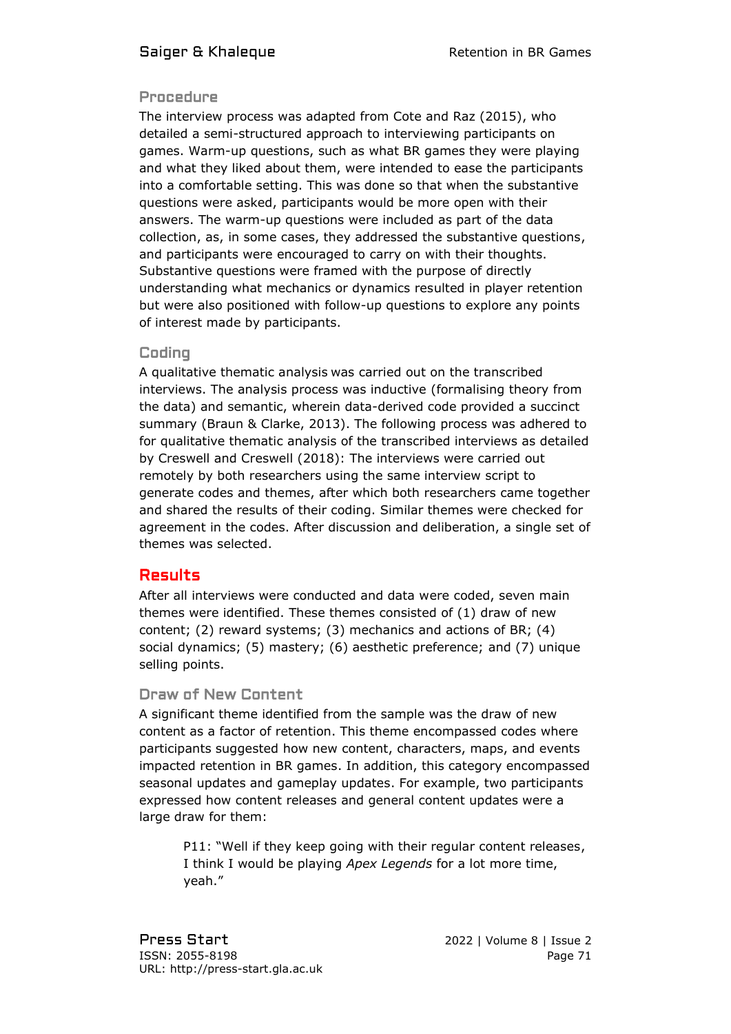### Procedure

The interview process was adapted from Cote and Raz (2015), who detailed a semi-structured approach to interviewing participants on games. Warm-up questions, such as what BR games they were playing and what they liked about them, were intended to ease the participants into a comfortable setting. This was done so that when the substantive questions were asked, participants would be more open with their answers. The warm-up questions were included as part of the data collection, as, in some cases, they addressed the substantive questions, and participants were encouraged to carry on with their thoughts. Substantive questions were framed with the purpose of directly understanding what mechanics or dynamics resulted in player retention but were also positioned with follow-up questions to explore any points of interest made by participants.

### Coding

A qualitative thematic analysis was carried out on the transcribed interviews. The analysis process was inductive (formalising theory from the data) and semantic, wherein data-derived code provided a succinct summary (Braun & Clarke, 2013). The following process was adhered to for qualitative thematic analysis of the transcribed interviews as detailed by Creswell and Creswell (2018): The interviews were carried out remotely by both researchers using the same interview script to generate codes and themes, after which both researchers came together and shared the results of their coding. Similar themes were checked for agreement in the codes. After discussion and deliberation, a single set of themes was selected.

## Results

After all interviews were conducted and data were coded, seven main themes were identified. These themes consisted of (1) draw of new content; (2) reward systems; (3) mechanics and actions of BR; (4) social dynamics; (5) mastery; (6) aesthetic preference; and (7) unique selling points.

### Draw of New Content

A significant theme identified from the sample was the draw of new content as a factor of retention. This theme encompassed codes where participants suggested how new content, characters, maps, and events impacted retention in BR games. In addition, this category encompassed seasonal updates and gameplay updates. For example, two participants expressed how content releases and general content updates were a large draw for them:

> P11: "Well if they keep going with their regular content releases, I think I would be playing *Apex Legends* for a lot more time, yeah."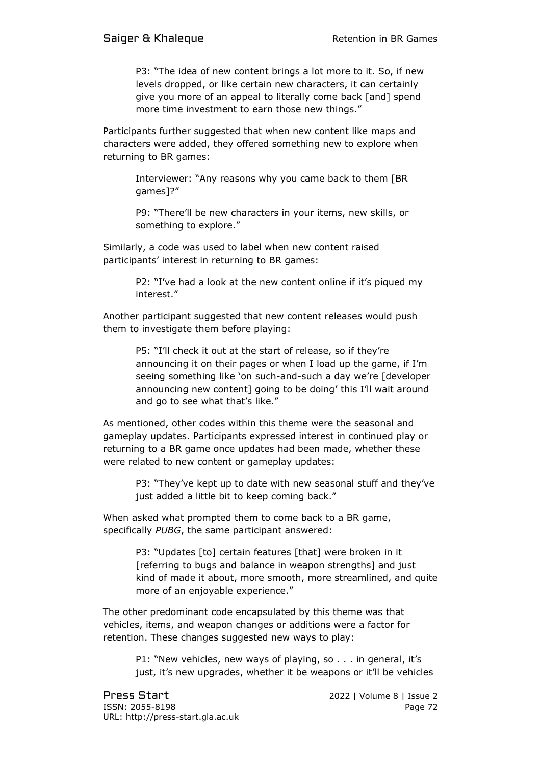> P3: "The idea of new content brings a lot more to it. So, if new levels dropped, or like certain new characters, it can certainly give you more of an appeal to literally come back [and] spend more time investment to earn those new things."

Participants further suggested that when new content like maps and characters were added, they offered something new to explore when returning to BR games:

> Interviewer: "Any reasons why you came back to them [BR games]?"
>
> P9: "There'll be new characters in your items, new skills, or something to explore."

Similarly, a code was used to label when new content raised participants' interest in returning to BR games:

> P2: "I've had a look at the new content online if it's piqued my interest."

Another participant suggested that new content releases would push them to investigate them before playing:

> P5: "I'll check it out at the start of release, so if they're announcing it on their pages or when I load up the game, if I'm seeing something like 'on such-and-such a day we're [developer announcing new content] going to be doing' this I'll wait around and go to see what that's like."

As mentioned, other codes within this theme were the seasonal and gameplay updates. Participants expressed interest in continued play or returning to a BR game once updates had been made, whether these were related to new content or gameplay updates:

> P3: "They've kept up to date with new seasonal stuff and they've just added a little bit to keep coming back."

When asked what prompted them to come back to a BR game, specifically *PUBG*, the same participant answered:

> P3: "Updates [to] certain features [that] were broken in it [referring to bugs and balance in weapon strengths] and just kind of made it about, more smooth, more streamlined, and quite more of an enjoyable experience."

The other predominant code encapsulated by this theme was that vehicles, items, and weapon changes or additions were a factor for retention. These changes suggested new ways to play:

> P1: "New vehicles, new ways of playing, so . . . in general, it's just, it's new upgrades, whether it be weapons or it'll be vehicles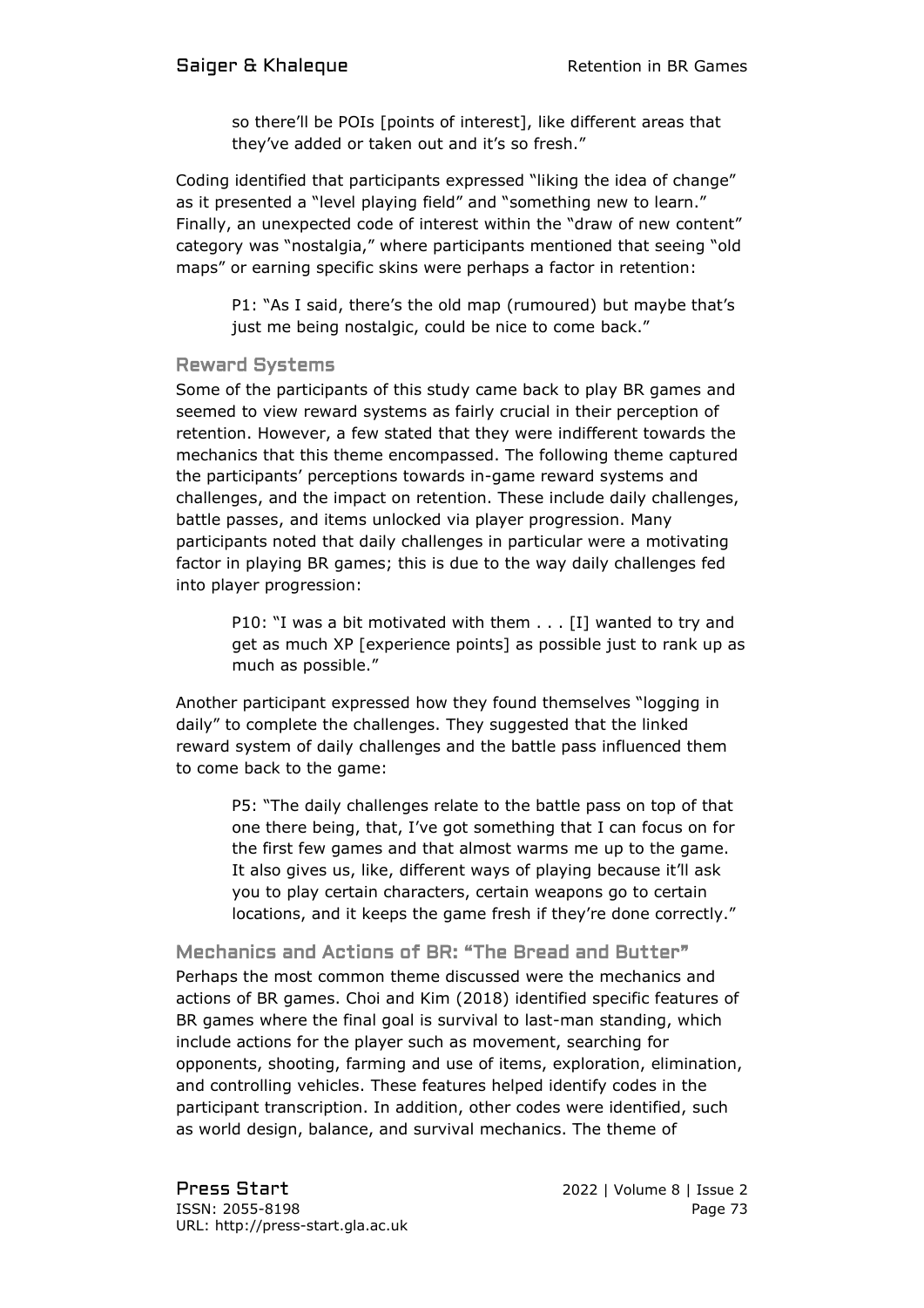> so there'll be POIs [points of interest], like different areas that they've added or taken out and it's so fresh."

Coding identified that participants expressed "liking the idea of change" as it presented a "level playing field" and "something new to learn." Finally, an unexpected code of interest within the "draw of new content" category was "nostalgia," where participants mentioned that seeing "old maps" or earning specific skins were perhaps a factor in retention:

> P1: "As I said, there's the old map (rumoured) but maybe that's just me being nostalgic, could be nice to come back."

### Reward Systems

Some of the participants of this study came back to play BR games and seemed to view reward systems as fairly crucial in their perception of retention. However, a few stated that they were indifferent towards the mechanics that this theme encompassed. The following theme captured the participants' perceptions towards in-game reward systems and challenges, and the impact on retention. These include daily challenges, battle passes, and items unlocked via player progression. Many participants noted that daily challenges in particular were a motivating factor in playing BR games; this is due to the way daily challenges fed into player progression:

> P10: "I was a bit motivated with them . . . [I] wanted to try and get as much XP [experience points] as possible just to rank up as much as possible."

Another participant expressed how they found themselves "logging in daily" to complete the challenges. They suggested that the linked reward system of daily challenges and the battle pass influenced them to come back to the game:

> P5: "The daily challenges relate to the battle pass on top of that one there being, that, I've got something that I can focus on for the first few games and that almost warms me up to the game. It also gives us, like, different ways of playing because it'll ask you to play certain characters, certain weapons go to certain locations, and it keeps the game fresh if they're done correctly."

### Mechanics and Actions of BR: "The Bread and Butter"

Perhaps the most common theme discussed were the mechanics and actions of BR games. Choi and Kim (2018) identified specific features of BR games where the final goal is survival to last-man standing, which include actions for the player such as movement, searching for opponents, shooting, farming and use of items, exploration, elimination, and controlling vehicles. These features helped identify codes in the participant transcription. In addition, other codes were identified, such as world design, balance, and survival mechanics. The theme of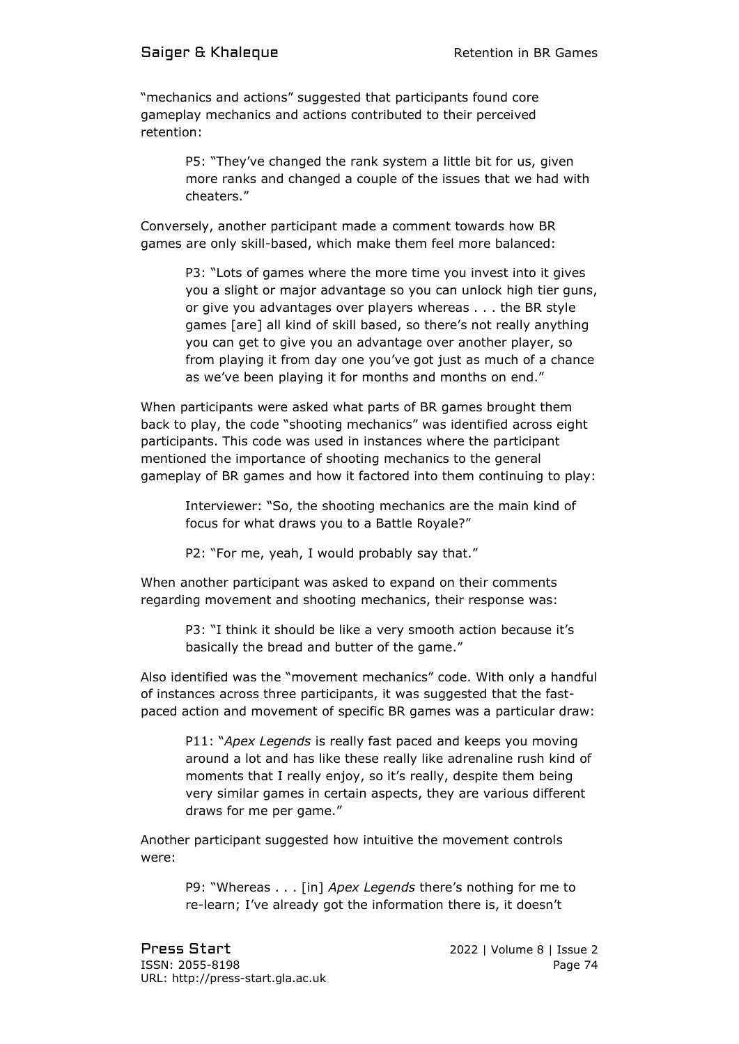"mechanics and actions" suggested that participants found core gameplay mechanics and actions contributed to their perceived retention:

> P5: "They've changed the rank system a little bit for us, given more ranks and changed a couple of the issues that we had with cheaters."

Conversely, another participant made a comment towards how BR games are only skill-based, which make them feel more balanced:

> P3: "Lots of games where the more time you invest into it gives you a slight or major advantage so you can unlock high tier guns, or give you advantages over players whereas . . . the BR style games [are] all kind of skill based, so there's not really anything you can get to give you an advantage over another player, so from playing it from day one you've got just as much of a chance as we've been playing it for months and months on end."

When participants were asked what parts of BR games brought them back to play, the code "shooting mechanics" was identified across eight participants. This code was used in instances where the participant mentioned the importance of shooting mechanics to the general gameplay of BR games and how it factored into them continuing to play:

> Interviewer: "So, the shooting mechanics are the main kind of focus for what draws you to a Battle Royale?"
>
> P2: "For me, yeah, I would probably say that."

When another participant was asked to expand on their comments regarding movement and shooting mechanics, their response was:

> P3: "I think it should be like a very smooth action because it's basically the bread and butter of the game."

Also identified was the "movement mechanics" code. With only a handful of instances across three participants, it was suggested that the fast-paced action and movement of specific BR games was a particular draw:

> P11: "*Apex Legends* is really fast paced and keeps you moving around a lot and has like these really like adrenaline rush kind of moments that I really enjoy, so it's really, despite them being very similar games in certain aspects, they are various different draws for me per game."

Another participant suggested how intuitive the movement controls were:

> P9: "Whereas . . . [in] *Apex Legends* there's nothing for me to re-learn; I've already got the information there is, it doesn't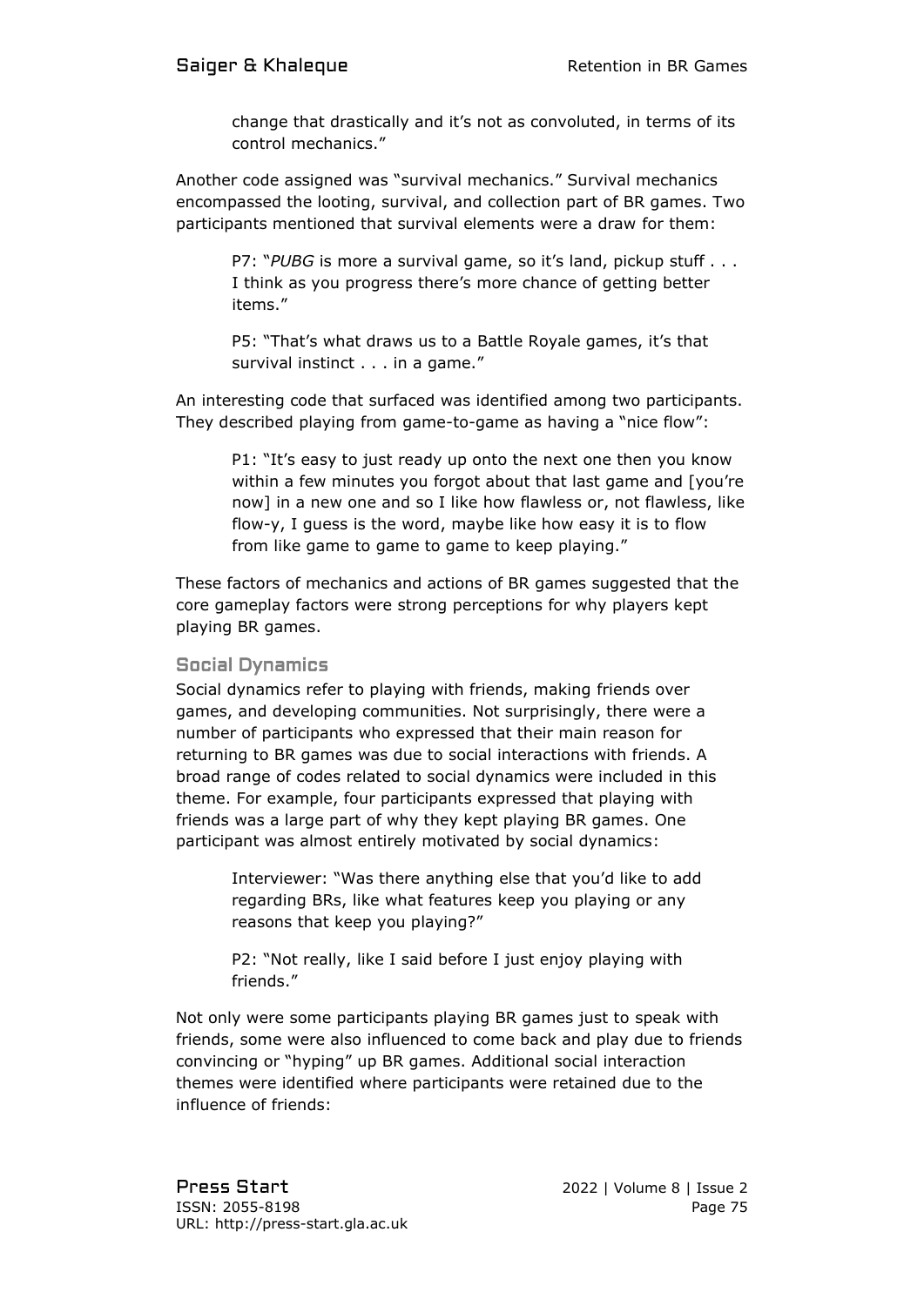> change that drastically and it's not as convoluted, in terms of its control mechanics."

Another code assigned was "survival mechanics." Survival mechanics encompassed the looting, survival, and collection part of BR games. Two participants mentioned that survival elements were a draw for them:

> P7: "*PUBG* is more a survival game, so it's land, pickup stuff . . . I think as you progress there's more chance of getting better items."

> P5: "That's what draws us to a Battle Royale games, it's that survival instinct . . . in a game."

An interesting code that surfaced was identified among two participants. They described playing from game-to-game as having a "nice flow":

> P1: "It's easy to just ready up onto the next one then you know within a few minutes you forgot about that last game and [you're now] in a new one and so I like how flawless or, not flawless, like flow-y, I guess is the word, maybe like how easy it is to flow from like game to game to game to keep playing."

These factors of mechanics and actions of BR games suggested that the core gameplay factors were strong perceptions for why players kept playing BR games.

### Social Dynamics

Social dynamics refer to playing with friends, making friends over games, and developing communities. Not surprisingly, there were a number of participants who expressed that their main reason for returning to BR games was due to social interactions with friends. A broad range of codes related to social dynamics were included in this theme. For example, four participants expressed that playing with friends was a large part of why they kept playing BR games. One participant was almost entirely motivated by social dynamics:

> Interviewer: "Was there anything else that you'd like to add regarding BRs, like what features keep you playing or any reasons that keep you playing?"

> P2: "Not really, like I said before I just enjoy playing with friends."

Not only were some participants playing BR games just to speak with friends, some were also influenced to come back and play due to friends convincing or "hyping" up BR games. Additional social interaction themes were identified where participants were retained due to the influence of friends: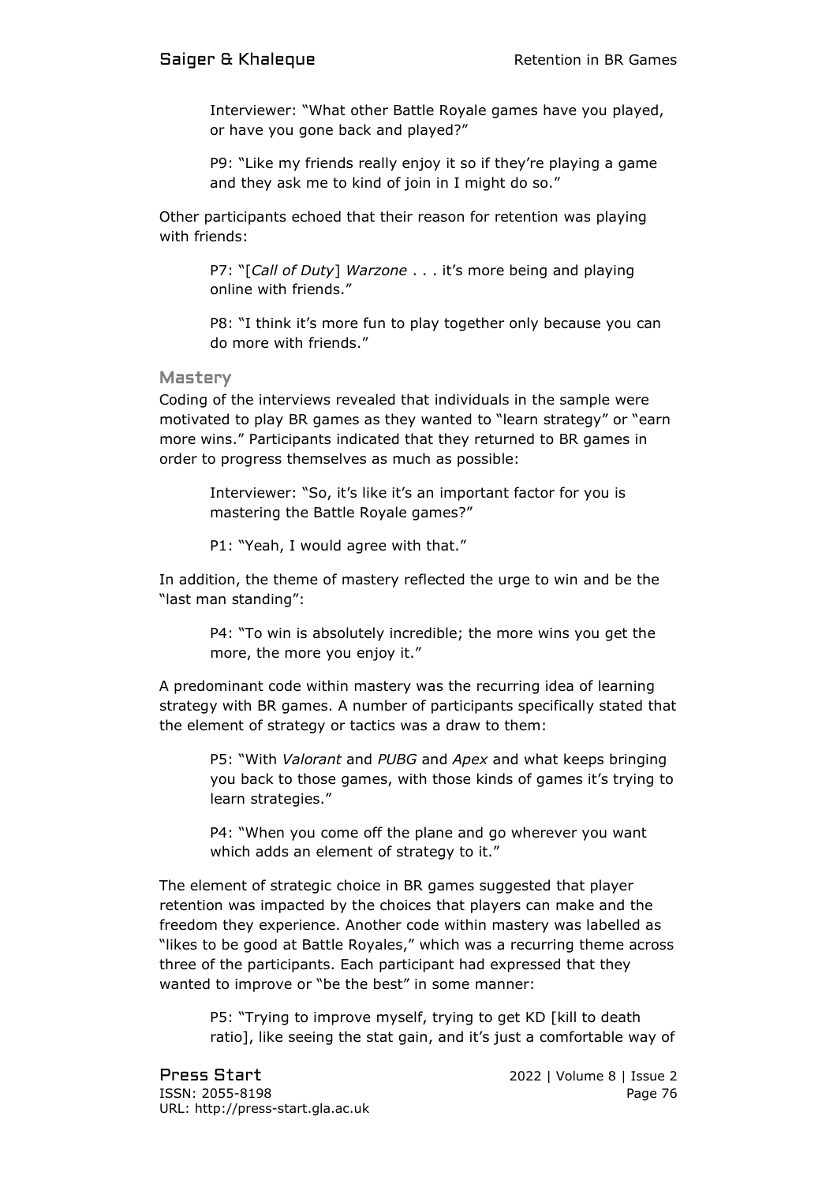> Interviewer: “What other Battle Royale games have you played, or have you gone back and played?”
>
> P9: “Like my friends really enjoy it so if they’re playing a game and they ask me to kind of join in I might do so.”

Other participants echoed that their reason for retention was playing with friends:

> P7: “[*Call of Duty*] *Warzone* . . . it’s more being and playing online with friends.”
>
> P8: “I think it’s more fun to play together only because you can do more with friends.”

### Mastery

Coding of the interviews revealed that individuals in the sample were motivated to play BR games as they wanted to “learn strategy” or “earn more wins.” Participants indicated that they returned to BR games in order to progress themselves as much as possible:

> Interviewer: “So, it’s like it’s an important factor for you is mastering the Battle Royale games?”
>
> P1: “Yeah, I would agree with that.”

In addition, the theme of mastery reflected the urge to win and be the “last man standing”:

> P4: “To win is absolutely incredible; the more wins you get the more, the more you enjoy it.”

A predominant code within mastery was the recurring idea of learning strategy with BR games. A number of participants specifically stated that the element of strategy or tactics was a draw to them:

> P5: “With *Valorant* and *PUBG* and *Apex* and what keeps bringing you back to those games, with those kinds of games it’s trying to learn strategies.”
>
> P4: “When you come off the plane and go wherever you want which adds an element of strategy to it.”

The element of strategic choice in BR games suggested that player retention was impacted by the choices that players can make and the freedom they experience. Another code within mastery was labelled as “likes to be good at Battle Royales,” which was a recurring theme across three of the participants. Each participant had expressed that they wanted to improve or “be the best” in some manner:

> P5: “Trying to improve myself, trying to get KD [kill to death ratio], like seeing the stat gain, and it’s just a comfortable way of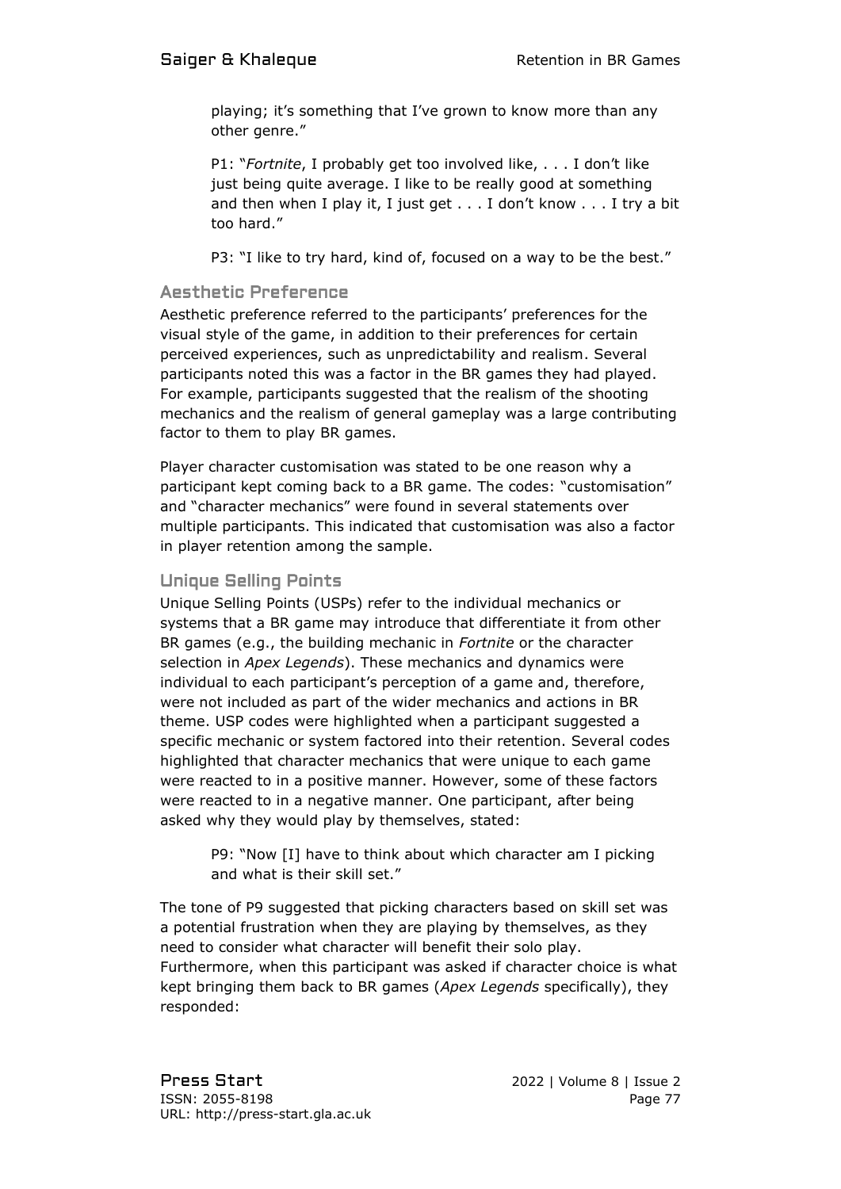playing; it's something that I've grown to know more than any other genre."

> P1: "*Fortnite*, I probably get too involved like, . . . I don't like just being quite average. I like to be really good at something and then when I play it, I just get . . . I don't know . . . I try a bit too hard."
>
> P3: "I like to try hard, kind of, focused on a way to be the best."

### Aesthetic Preference

Aesthetic preference referred to the participants' preferences for the visual style of the game, in addition to their preferences for certain perceived experiences, such as unpredictability and realism. Several participants noted this was a factor in the BR games they had played. For example, participants suggested that the realism of the shooting mechanics and the realism of general gameplay was a large contributing factor to them to play BR games.

Player character customisation was stated to be one reason why a participant kept coming back to a BR game. The codes: "customisation" and "character mechanics" were found in several statements over multiple participants. This indicated that customisation was also a factor in player retention among the sample.

### Unique Selling Points

Unique Selling Points (USPs) refer to the individual mechanics or systems that a BR game may introduce that differentiate it from other BR games (e.g., the building mechanic in *Fortnite* or the character selection in *Apex Legends*). These mechanics and dynamics were individual to each participant's perception of a game and, therefore, were not included as part of the wider mechanics and actions in BR theme. USP codes were highlighted when a participant suggested a specific mechanic or system factored into their retention. Several codes highlighted that character mechanics that were unique to each game were reacted to in a positive manner. However, some of these factors were reacted to in a negative manner. One participant, after being asked why they would play by themselves, stated:

> P9: "Now [I] have to think about which character am I picking and what is their skill set."

The tone of P9 suggested that picking characters based on skill set was a potential frustration when they are playing by themselves, as they need to consider what character will benefit their solo play. Furthermore, when this participant was asked if character choice is what kept bringing them back to BR games (*Apex Legends* specifically), they responded: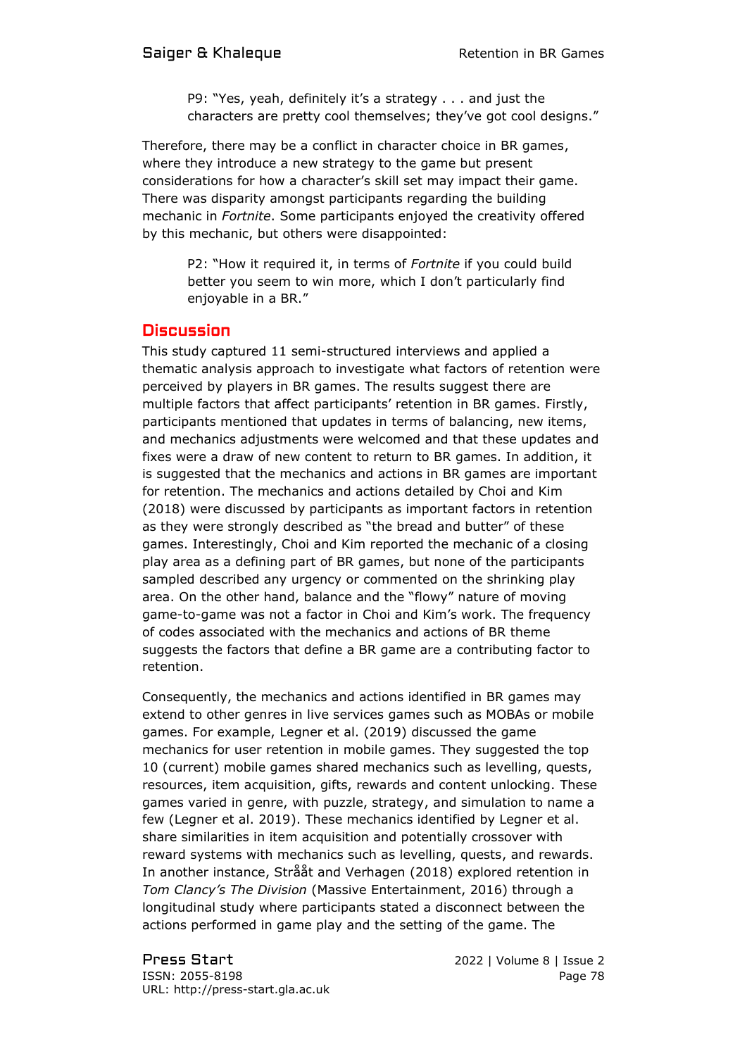> P9: "Yes, yeah, definitely it's a strategy . . . and just the characters are pretty cool themselves; they've got cool designs."

Therefore, there may be a conflict in character choice in BR games, where they introduce a new strategy to the game but present considerations for how a character's skill set may impact their game. There was disparity amongst participants regarding the building mechanic in *Fortnite*. Some participants enjoyed the creativity offered by this mechanic, but others were disappointed:

> P2: "How it required it, in terms of *Fortnite* if you could build better you seem to win more, which I don't particularly find enjoyable in a BR."

## Discussion

This study captured 11 semi-structured interviews and applied a thematic analysis approach to investigate what factors of retention were perceived by players in BR games. The results suggest there are multiple factors that affect participants' retention in BR games. Firstly, participants mentioned that updates in terms of balancing, new items, and mechanics adjustments were welcomed and that these updates and fixes were a draw of new content to return to BR games. In addition, it is suggested that the mechanics and actions in BR games are important for retention. The mechanics and actions detailed by Choi and Kim (2018) were discussed by participants as important factors in retention as they were strongly described as "the bread and butter" of these games. Interestingly, Choi and Kim reported the mechanic of a closing play area as a defining part of BR games, but none of the participants sampled described any urgency or commented on the shrinking play area. On the other hand, balance and the "flowy" nature of moving game-to-game was not a factor in Choi and Kim's work. The frequency of codes associated with the mechanics and actions of BR theme suggests the factors that define a BR game are a contributing factor to retention.

Consequently, the mechanics and actions identified in BR games may extend to other genres in live services games such as MOBAs or mobile games. For example, Legner et al. (2019) discussed the game mechanics for user retention in mobile games. They suggested the top 10 (current) mobile games shared mechanics such as levelling, quests, resources, item acquisition, gifts, rewards and content unlocking. These games varied in genre, with puzzle, strategy, and simulation to name a few (Legner et al. 2019). These mechanics identified by Legner et al. share similarities in item acquisition and potentially crossover with reward systems with mechanics such as levelling, quests, and rewards. In another instance, Strååt and Verhagen (2018) explored retention in *Tom Clancy's The Division* (Massive Entertainment, 2016) through a longitudinal study where participants stated a disconnect between the actions performed in game play and the setting of the game. The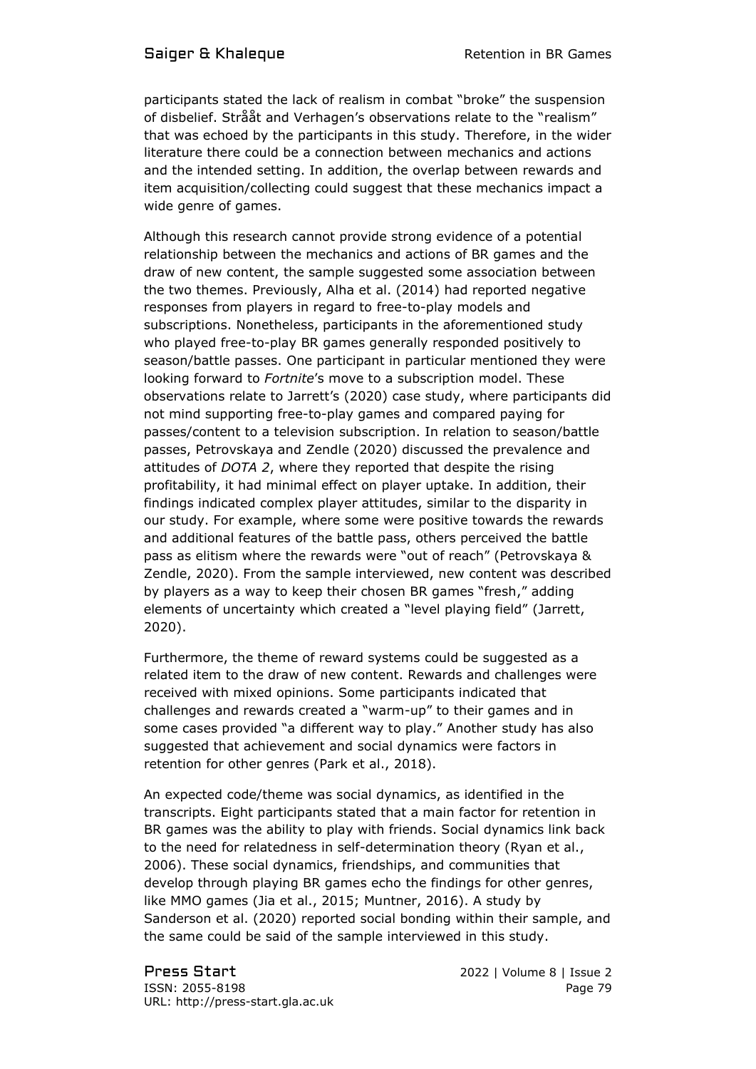participants stated the lack of realism in combat “broke” the suspension of disbelief. Strååt and Verhagen’s observations relate to the “realism” that was echoed by the participants in this study. Therefore, in the wider literature there could be a connection between mechanics and actions and the intended setting. In addition, the overlap between rewards and item acquisition/collecting could suggest that these mechanics impact a wide genre of games.

Although this research cannot provide strong evidence of a potential relationship between the mechanics and actions of BR games and the draw of new content, the sample suggested some association between the two themes. Previously, Alha et al. (2014) had reported negative responses from players in regard to free-to-play models and subscriptions. Nonetheless, participants in the aforementioned study who played free-to-play BR games generally responded positively to season/battle passes. One participant in particular mentioned they were looking forward to *Fortnite*’s move to a subscription model. These observations relate to Jarrett’s (2020) case study, where participants did not mind supporting free-to-play games and compared paying for passes/content to a television subscription. In relation to season/battle passes, Petrovskaya and Zendle (2020) discussed the prevalence and attitudes of *DOTA 2*, where they reported that despite the rising profitability, it had minimal effect on player uptake. In addition, their findings indicated complex player attitudes, similar to the disparity in our study. For example, where some were positive towards the rewards and additional features of the battle pass, others perceived the battle pass as elitism where the rewards were “out of reach” (Petrovskaya & Zendle, 2020). From the sample interviewed, new content was described by players as a way to keep their chosen BR games “fresh,” adding elements of uncertainty which created a “level playing field” (Jarrett, 2020).

Furthermore, the theme of reward systems could be suggested as a related item to the draw of new content. Rewards and challenges were received with mixed opinions. Some participants indicated that challenges and rewards created a “warm-up” to their games and in some cases provided “a different way to play.” Another study has also suggested that achievement and social dynamics were factors in retention for other genres (Park et al., 2018).

An expected code/theme was social dynamics, as identified in the transcripts. Eight participants stated that a main factor for retention in BR games was the ability to play with friends. Social dynamics link back to the need for relatedness in self-determination theory (Ryan et al., 2006). These social dynamics, friendships, and communities that develop through playing BR games echo the findings for other genres, like MMO games (Jia et al., 2015; Muntner, 2016). A study by Sanderson et al. (2020) reported social bonding within their sample, and the same could be said of the sample interviewed in this study.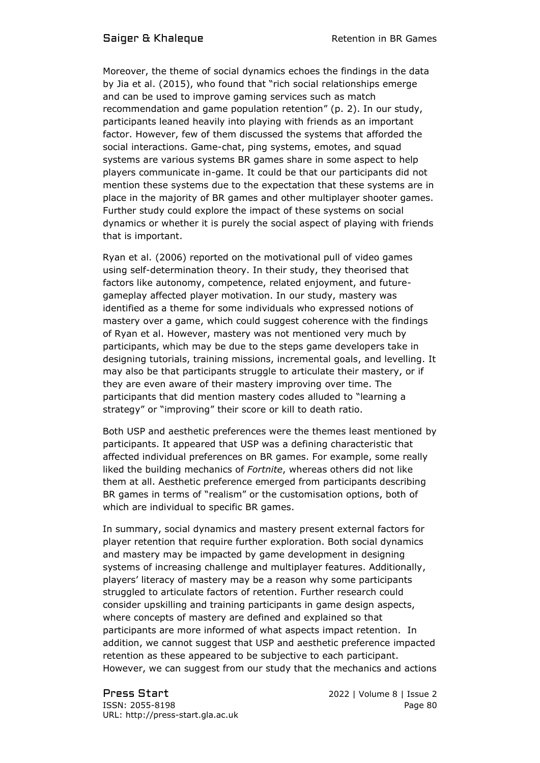Moreover, the theme of social dynamics echoes the findings in the data by Jia et al. (2015), who found that "rich social relationships emerge and can be used to improve gaming services such as match recommendation and game population retention" (p. 2). In our study, participants leaned heavily into playing with friends as an important factor. However, few of them discussed the systems that afforded the social interactions. Game-chat, ping systems, emotes, and squad systems are various systems BR games share in some aspect to help players communicate in-game. It could be that our participants did not mention these systems due to the expectation that these systems are in place in the majority of BR games and other multiplayer shooter games. Further study could explore the impact of these systems on social dynamics or whether it is purely the social aspect of playing with friends that is important.

Ryan et al. (2006) reported on the motivational pull of video games using self-determination theory. In their study, they theorised that factors like autonomy, competence, related enjoyment, and future-gameplay affected player motivation. In our study, mastery was identified as a theme for some individuals who expressed notions of mastery over a game, which could suggest coherence with the findings of Ryan et al. However, mastery was not mentioned very much by participants, which may be due to the steps game developers take in designing tutorials, training missions, incremental goals, and levelling. It may also be that participants struggle to articulate their mastery, or if they are even aware of their mastery improving over time. The participants that did mention mastery codes alluded to "learning a strategy" or "improving" their score or kill to death ratio.

Both USP and aesthetic preferences were the themes least mentioned by participants. It appeared that USP was a defining characteristic that affected individual preferences on BR games. For example, some really liked the building mechanics of *Fortnite*, whereas others did not like them at all. Aesthetic preference emerged from participants describing BR games in terms of "realism" or the customisation options, both of which are individual to specific BR games.

In summary, social dynamics and mastery present external factors for player retention that require further exploration. Both social dynamics and mastery may be impacted by game development in designing systems of increasing challenge and multiplayer features. Additionally, players' literacy of mastery may be a reason why some participants struggled to articulate factors of retention. Further research could consider upskilling and training participants in game design aspects, where concepts of mastery are defined and explained so that participants are more informed of what aspects impact retention. In addition, we cannot suggest that USP and aesthetic preference impacted retention as these appeared to be subjective to each participant. However, we can suggest from our study that the mechanics and actions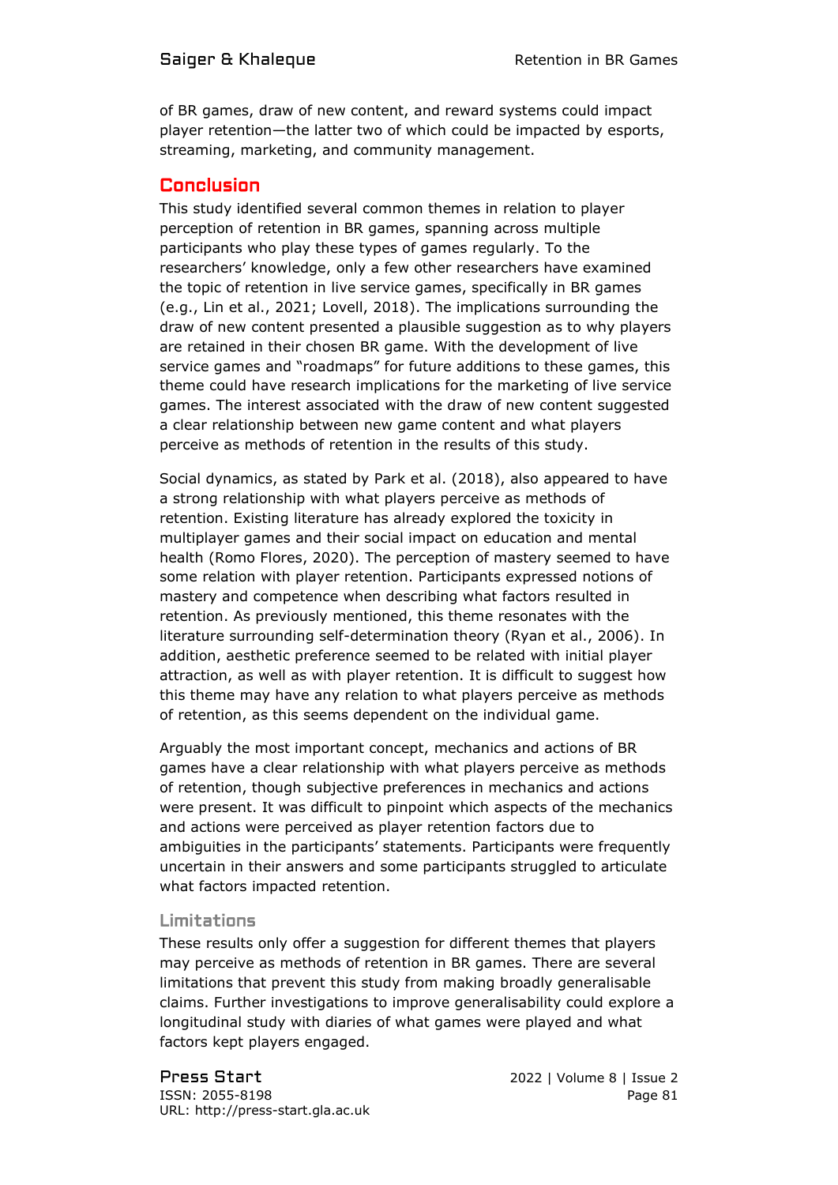of BR games, draw of new content, and reward systems could impact player retention—the latter two of which could be impacted by esports, streaming, marketing, and community management.

## Conclusion

This study identified several common themes in relation to player perception of retention in BR games, spanning across multiple participants who play these types of games regularly. To the researchers' knowledge, only a few other researchers have examined the topic of retention in live service games, specifically in BR games (e.g., Lin et al., 2021; Lovell, 2018). The implications surrounding the draw of new content presented a plausible suggestion as to why players are retained in their chosen BR game. With the development of live service games and "roadmaps" for future additions to these games, this theme could have research implications for the marketing of live service games. The interest associated with the draw of new content suggested a clear relationship between new game content and what players perceive as methods of retention in the results of this study.

Social dynamics, as stated by Park et al. (2018), also appeared to have a strong relationship with what players perceive as methods of retention. Existing literature has already explored the toxicity in multiplayer games and their social impact on education and mental health (Romo Flores, 2020). The perception of mastery seemed to have some relation with player retention. Participants expressed notions of mastery and competence when describing what factors resulted in retention. As previously mentioned, this theme resonates with the literature surrounding self-determination theory (Ryan et al., 2006). In addition, aesthetic preference seemed to be related with initial player attraction, as well as with player retention. It is difficult to suggest how this theme may have any relation to what players perceive as methods of retention, as this seems dependent on the individual game.

Arguably the most important concept, mechanics and actions of BR games have a clear relationship with what players perceive as methods of retention, though subjective preferences in mechanics and actions were present. It was difficult to pinpoint which aspects of the mechanics and actions were perceived as player retention factors due to ambiguities in the participants' statements. Participants were frequently uncertain in their answers and some participants struggled to articulate what factors impacted retention.

### Limitations

These results only offer a suggestion for different themes that players may perceive as methods of retention in BR games. There are several limitations that prevent this study from making broadly generalisable claims. Further investigations to improve generalisability could explore a longitudinal study with diaries of what games were played and what factors kept players engaged.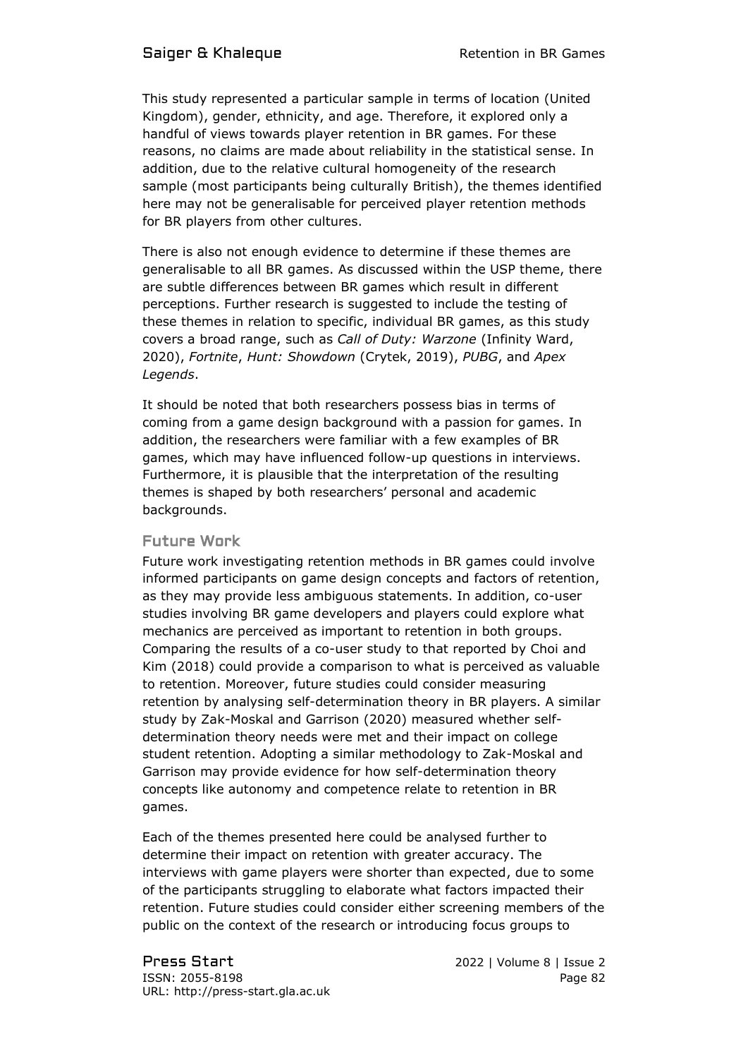This study represented a particular sample in terms of location (United Kingdom), gender, ethnicity, and age. Therefore, it explored only a handful of views towards player retention in BR games. For these reasons, no claims are made about reliability in the statistical sense. In addition, due to the relative cultural homogeneity of the research sample (most participants being culturally British), the themes identified here may not be generalisable for perceived player retention methods for BR players from other cultures.

There is also not enough evidence to determine if these themes are generalisable to all BR games. As discussed within the USP theme, there are subtle differences between BR games which result in different perceptions. Further research is suggested to include the testing of these themes in relation to specific, individual BR games, as this study covers a broad range, such as *Call of Duty: Warzone* (Infinity Ward, 2020), *Fortnite*, *Hunt: Showdown* (Crytek, 2019), *PUBG*, and *Apex Legends*.

It should be noted that both researchers possess bias in terms of coming from a game design background with a passion for games. In addition, the researchers were familiar with a few examples of BR games, which may have influenced follow-up questions in interviews. Furthermore, it is plausible that the interpretation of the resulting themes is shaped by both researchers' personal and academic backgrounds.

## Future Work

Future work investigating retention methods in BR games could involve informed participants on game design concepts and factors of retention, as they may provide less ambiguous statements. In addition, co-user studies involving BR game developers and players could explore what mechanics are perceived as important to retention in both groups. Comparing the results of a co-user study to that reported by Choi and Kim (2018) could provide a comparison to what is perceived as valuable to retention. Moreover, future studies could consider measuring retention by analysing self-determination theory in BR players. A similar study by Zak-Moskal and Garrison (2020) measured whether self-determination theory needs were met and their impact on college student retention. Adopting a similar methodology to Zak-Moskal and Garrison may provide evidence for how self-determination theory concepts like autonomy and competence relate to retention in BR games.

Each of the themes presented here could be analysed further to determine their impact on retention with greater accuracy. The interviews with game players were shorter than expected, due to some of the participants struggling to elaborate what factors impacted their retention. Future studies could consider either screening members of the public on the context of the research or introducing focus groups to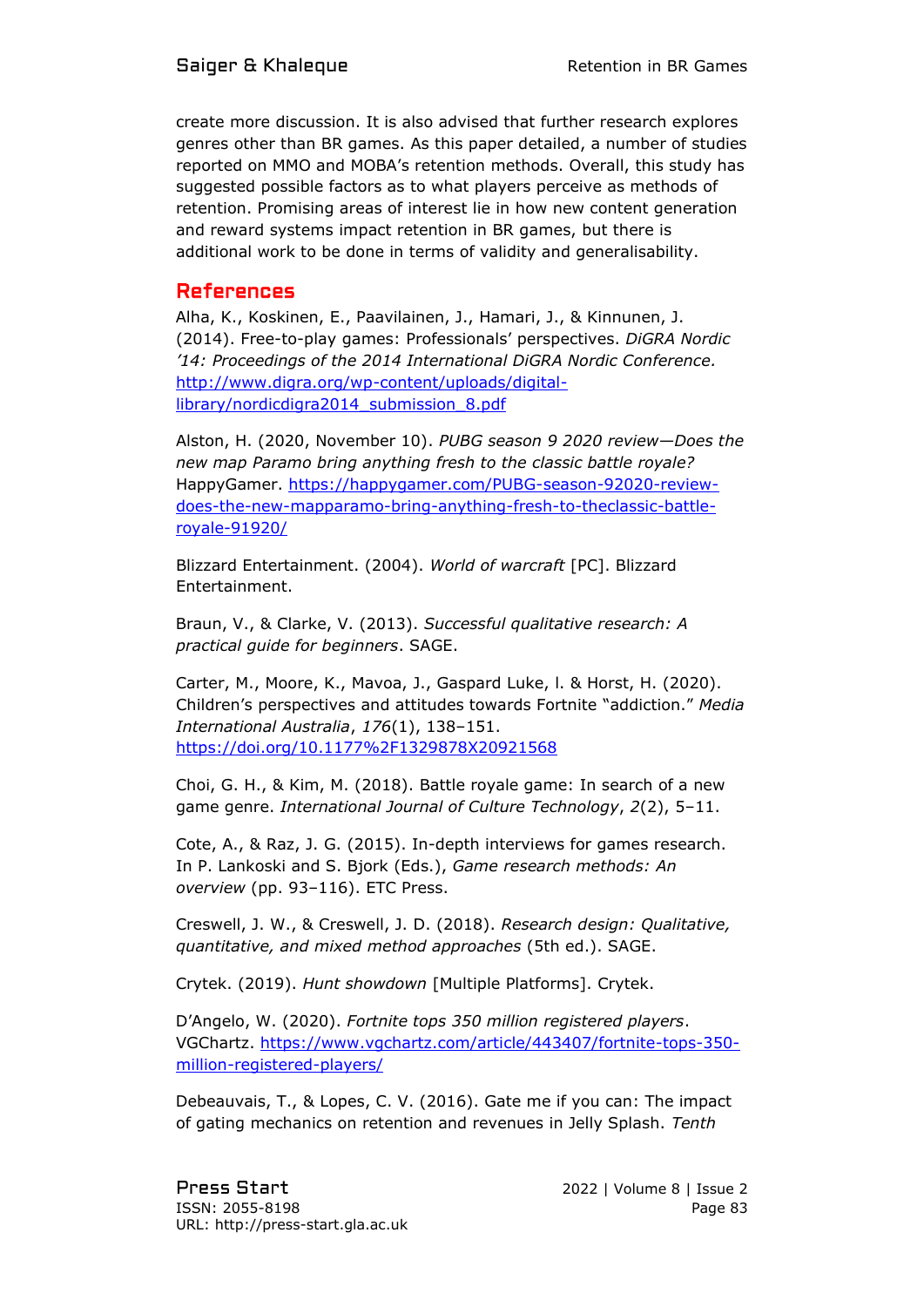create more discussion. It is also advised that further research explores genres other than BR games. As this paper detailed, a number of studies reported on MMO and MOBA's retention methods. Overall, this study has suggested possible factors as to what players perceive as methods of retention. Promising areas of interest lie in how new content generation and reward systems impact retention in BR games, but there is additional work to be done in terms of validity and generalisability.

## References

Alha, K., Koskinen, E., Paavilainen, J., Hamari, J., & Kinnunen, J. (2014). Free-to-play games: Professionals' perspectives. *DiGRA Nordic '14: Proceedings of the 2014 International DiGRA Nordic Conference.* http://www.digra.org/wp-content/uploads/digital-library/nordicdigra2014_submission_8.pdf

Alston, H. (2020, November 10). *PUBG season 9 2020 review—Does the new map Paramo bring anything fresh to the classic battle royale?* HappyGamer. https://happygamer.com/PUBG-season-92020-review-does-the-new-mapparamo-bring-anything-fresh-to-theclassic-battle-royale-91920/

Blizzard Entertainment. (2004). *World of warcraft* [PC]. Blizzard Entertainment.

Braun, V., & Clarke, V. (2013). *Successful qualitative research: A practical guide for beginners*. SAGE.

Carter, M., Moore, K., Mavoa, J., Gaspard Luke, l. & Horst, H. (2020). Children's perspectives and attitudes towards Fortnite "addiction." *Media International Australia*, *176*(1), 138–151. https://doi.org/10.1177%2F1329878X20921568

Choi, G. H., & Kim, M. (2018). Battle royale game: In search of a new game genre. *International Journal of Culture Technology*, *2*(2), 5–11.

Cote, A., & Raz, J. G. (2015). In-depth interviews for games research. In P. Lankoski and S. Bjork (Eds.), *Game research methods: An overview* (pp. 93–116). ETC Press.

Creswell, J. W., & Creswell, J. D. (2018). *Research design: Qualitative, quantitative, and mixed method approaches* (5th ed.). SAGE.

Crytek. (2019). *Hunt showdown* [Multiple Platforms]. Crytek.

D'Angelo, W. (2020). *Fortnite tops 350 million registered players*. VGChartz. https://www.vgchartz.com/article/443407/fortnite-tops-350-million-registered-players/

Debeauvais, T., & Lopes, C. V. (2016). Gate me if you can: The impact of gating mechanics on retention and revenues in Jelly Splash. *Tenth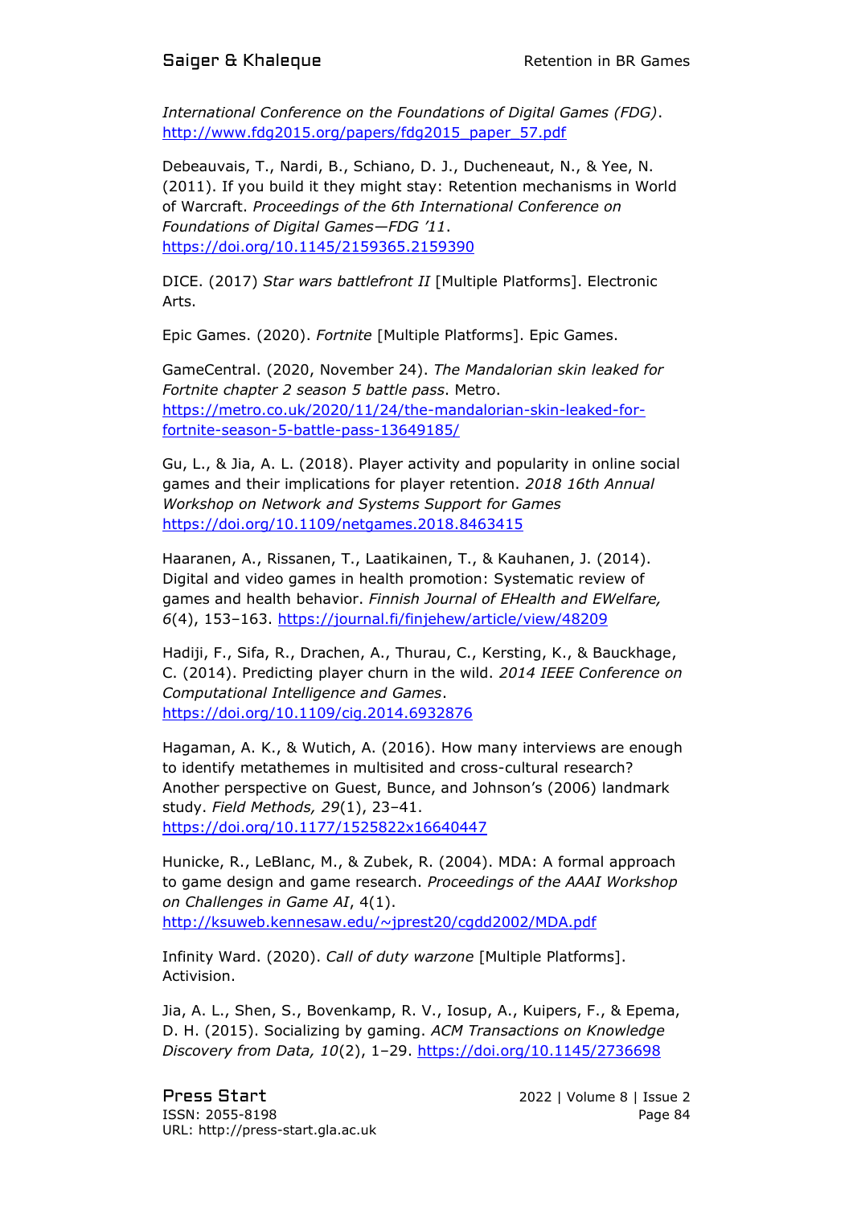*International Conference on the Foundations of Digital Games (FDG)*. http://www.fdg2015.org/papers/fdg2015_paper_57.pdf

Debeauvais, T., Nardi, B., Schiano, D. J., Ducheneaut, N., & Yee, N. (2011). If you build it they might stay: Retention mechanisms in World of Warcraft. *Proceedings of the 6th International Conference on Foundations of Digital Games—FDG '11*. https://doi.org/10.1145/2159365.2159390

DICE. (2017) *Star wars battlefront II* [Multiple Platforms]. Electronic Arts.

Epic Games. (2020). *Fortnite* [Multiple Platforms]. Epic Games.

GameCentral. (2020, November 24). *The Mandalorian skin leaked for Fortnite chapter 2 season 5 battle pass*. Metro. https://metro.co.uk/2020/11/24/the-mandalorian-skin-leaked-for-fortnite-season-5-battle-pass-13649185/

Gu, L., & Jia, A. L. (2018). Player activity and popularity in online social games and their implications for player retention. *2018 16th Annual Workshop on Network and Systems Support for Games* https://doi.org/10.1109/netgames.2018.8463415

Haaranen, A., Rissanen, T., Laatikainen, T., & Kauhanen, J. (2014). Digital and video games in health promotion: Systematic review of games and health behavior. *Finnish Journal of EHealth and EWelfare, 6*(4), 153–163. https://journal.fi/finjehew/article/view/48209

Hadiji, F., Sifa, R., Drachen, A., Thurau, C., Kersting, K., & Bauckhage, C. (2014). Predicting player churn in the wild. *2014 IEEE Conference on Computational Intelligence and Games*. https://doi.org/10.1109/cig.2014.6932876

Hagaman, A. K., & Wutich, A. (2016). How many interviews are enough to identify metathemes in multisited and cross-cultural research? Another perspective on Guest, Bunce, and Johnson's (2006) landmark study. *Field Methods, 29*(1), 23–41. https://doi.org/10.1177/1525822x16640447

Hunicke, R., LeBlanc, M., & Zubek, R. (2004). MDA: A formal approach to game design and game research. *Proceedings of the AAAI Workshop on Challenges in Game AI*, 4(1). http://ksuweb.kennesaw.edu/~jprest20/cgdd2002/MDA.pdf

Infinity Ward. (2020). *Call of duty warzone* [Multiple Platforms]. Activision.

Jia, A. L., Shen, S., Bovenkamp, R. V., Iosup, A., Kuipers, F., & Epema, D. H. (2015). Socializing by gaming. *ACM Transactions on Knowledge Discovery from Data, 10*(2), 1–29. https://doi.org/10.1145/2736698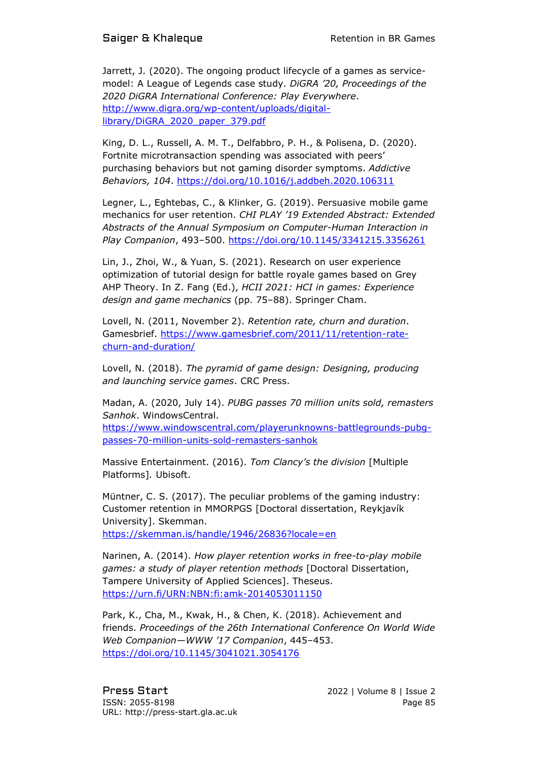Jarrett, J. (2020). The ongoing product lifecycle of a games as service-model: A League of Legends case study. *DiGRA '20, Proceedings of the 2020 DiGRA International Conference: Play Everywhere*. http://www.digra.org/wp-content/uploads/digital-library/DiGRA_2020_paper_379.pdf

King, D. L., Russell, A. M. T., Delfabbro, P. H., & Polisena, D. (2020). Fortnite microtransaction spending was associated with peers' purchasing behaviors but not gaming disorder symptoms. *Addictive Behaviors, 104*. https://doi.org/10.1016/j.addbeh.2020.106311

Legner, L., Eghtebas, C., & Klinker, G. (2019). Persuasive mobile game mechanics for user retention. *CHI PLAY '19 Extended Abstract: Extended Abstracts of the Annual Symposium on Computer-Human Interaction in Play Companion*, 493–500. https://doi.org/10.1145/3341215.3356261

Lin, J., Zhoi, W., & Yuan, S. (2021). Research on user experience optimization of tutorial design for battle royale games based on Grey AHP Theory. In Z. Fang (Ed.), *HCII 2021: HCI in games: Experience design and game mechanics* (pp. 75–88). Springer Cham.

Lovell, N. (2011, November 2). *Retention rate, churn and duration*. Gamesbrief. https://www.gamesbrief.com/2011/11/retention-rate-churn-and-duration/

Lovell, N. (2018). *The pyramid of game design: Designing, producing and launching service games*. CRC Press.

Madan, A. (2020, July 14). *PUBG passes 70 million units sold, remasters Sanhok*. WindowsCentral. https://www.windowscentral.com/playerunknowns-battlegrounds-pubg-passes-70-million-units-sold-remasters-sanhok

Massive Entertainment. (2016). *Tom Clancy's the division* [Multiple Platforms]. Ubisoft.

Müntner, C. S. (2017). The peculiar problems of the gaming industry: Customer retention in MMORPGS [Doctoral dissertation, Reykjavík University]. Skemman. https://skemman.is/handle/1946/26836?locale=en

Narinen, A. (2014). *How player retention works in free-to-play mobile games: a study of player retention methods* [Doctoral Dissertation, Tampere University of Applied Sciences]. Theseus. https://urn.fi/URN:NBN:fi:amk-2014053011150

Park, K., Cha, M., Kwak, H., & Chen, K. (2018). Achievement and friends. *Proceedings of the 26th International Conference On World Wide Web Companion—WWW '17 Companion*, 445–453. https://doi.org/10.1145/3041021.3054176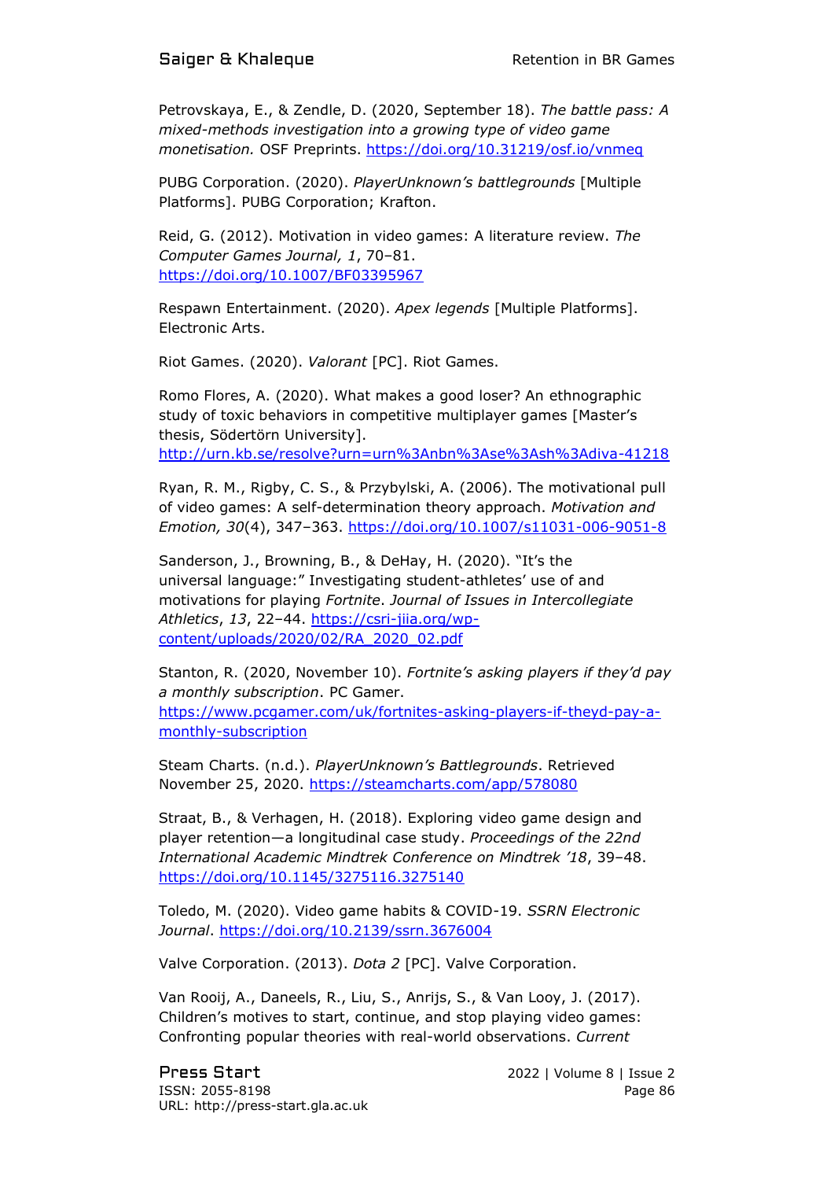Petrovskaya, E., & Zendle, D. (2020, September 18). *The battle pass: A mixed-methods investigation into a growing type of video game monetisation.* OSF Preprints. https://doi.org/10.31219/osf.io/vnmeq

PUBG Corporation. (2020). *PlayerUnknown's battlegrounds* [Multiple Platforms]. PUBG Corporation; Krafton.

Reid, G. (2012). Motivation in video games: A literature review. *The Computer Games Journal, 1*, 70–81. https://doi.org/10.1007/BF03395967

Respawn Entertainment. (2020). *Apex legends* [Multiple Platforms]. Electronic Arts.

Riot Games. (2020). *Valorant* [PC]. Riot Games.

Romo Flores, A. (2020). What makes a good loser? An ethnographic study of toxic behaviors in competitive multiplayer games [Master's thesis, Södertörn University]. http://urn.kb.se/resolve?urn=urn%3Anbn%3Ase%3Ash%3Adiva-41218

Ryan, R. M., Rigby, C. S., & Przybylski, A. (2006). The motivational pull of video games: A self-determination theory approach. *Motivation and Emotion, 30*(4), 347–363. https://doi.org/10.1007/s11031-006-9051-8

Sanderson, J., Browning, B., & DeHay, H. (2020). "It's the universal language:" Investigating student-athletes' use of and motivations for playing *Fortnite*. *Journal of Issues in Intercollegiate Athletics*, *13*, 22–44. https://csri-jiia.org/wp-content/uploads/2020/02/RA_2020_02.pdf

Stanton, R. (2020, November 10). *Fortnite's asking players if they'd pay a monthly subscription*. PC Gamer. https://www.pcgamer.com/uk/fortnites-asking-players-if-theyd-pay-a-monthly-subscription

Steam Charts. (n.d.). *PlayerUnknown's Battlegrounds*. Retrieved November 25, 2020. https://steamcharts.com/app/578080

Straat, B., & Verhagen, H. (2018). Exploring video game design and player retention—a longitudinal case study. *Proceedings of the 22nd International Academic Mindtrek Conference on Mindtrek '18*, 39–48. https://doi.org/10.1145/3275116.3275140

Toledo, M. (2020). Video game habits & COVID-19. *SSRN Electronic Journal*. https://doi.org/10.2139/ssrn.3676004

Valve Corporation. (2013). *Dota 2* [PC]. Valve Corporation.

Van Rooij, A., Daneels, R., Liu, S., Anrijs, S., & Van Looy, J. (2017). Children's motives to start, continue, and stop playing video games: Confronting popular theories with real-world observations. *Current*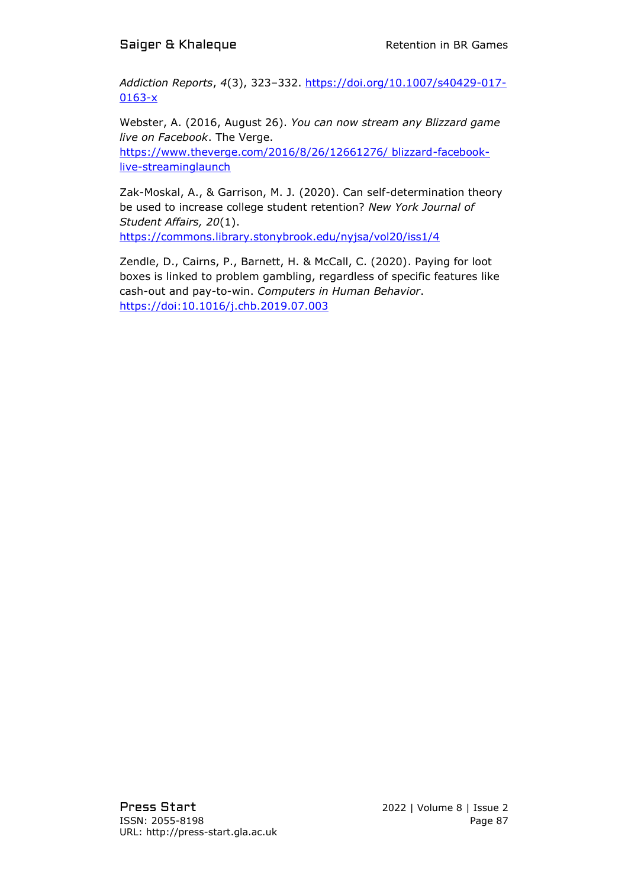*Addiction Reports*, *4*(3), 323–332. https://doi.org/10.1007/s40429-017-0163-x

Webster, A. (2016, August 26). *You can now stream any Blizzard game live on Facebook*. The Verge. https://www.theverge.com/2016/8/26/12661276/ blizzard-facebook-live-streaminglaunch

Zak-Moskal, A., & Garrison, M. J. (2020). Can self-determination theory be used to increase college student retention? *New York Journal of Student Affairs, 20*(1). https://commons.library.stonybrook.edu/nyjsa/vol20/iss1/4

Zendle, D., Cairns, P., Barnett, H. & McCall, C. (2020). Paying for loot boxes is linked to problem gambling, regardless of specific features like cash-out and pay-to-win. *Computers in Human Behavior*. https://doi:10.1016/j.chb.2019.07.003